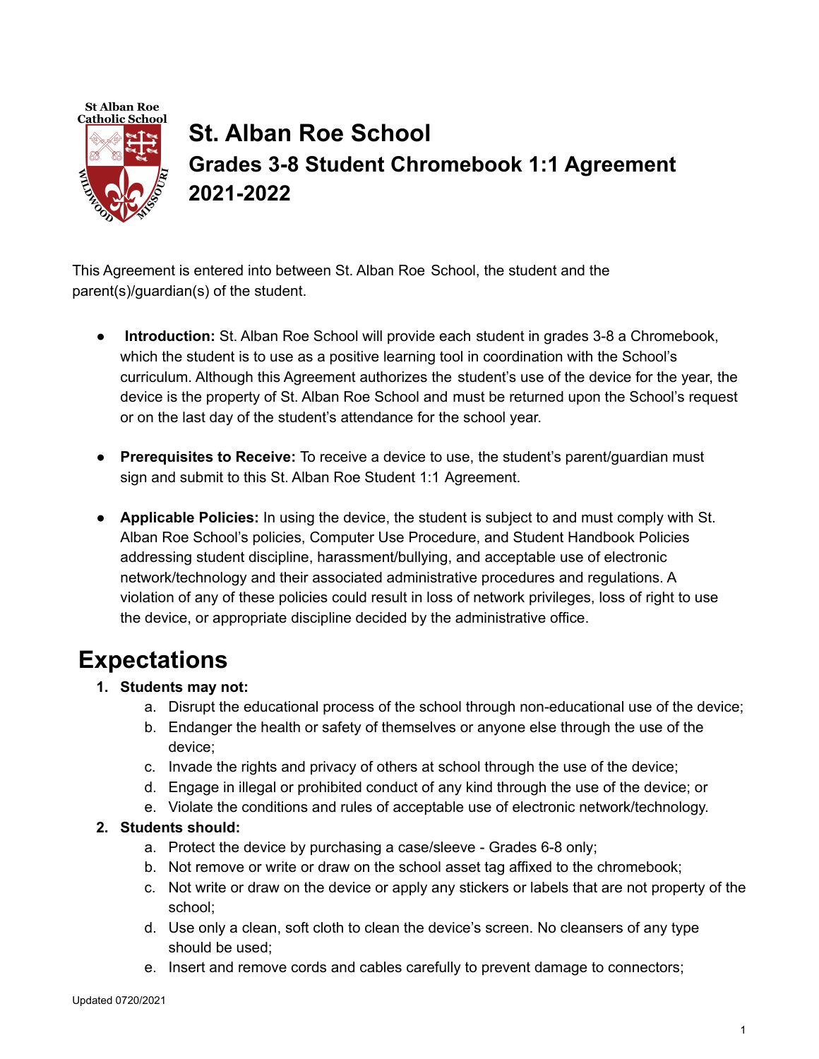# St. Alban Roe School
## Grades 3-8 Student Chromebook 1:1 Agreement
## 2021-2022

This Agreement is entered into between St. Alban Roe School, the student and the parent(s)/guardian(s) of the student.

- **Introduction:** St. Alban Roe School will provide each student in grades 3-8 a Chromebook, which the student is to use as a positive learning tool in coordination with the School's curriculum. Although this Agreement authorizes the student's use of the device for the year, the device is the property of St. Alban Roe School and must be returned upon the School's request or on the last day of the student's attendance for the school year.

- **Prerequisites to Receive:** To receive a device to use, the student's parent/guardian must sign and submit to this St. Alban Roe Student 1:1 Agreement.

- **Applicable Policies:** In using the device, the student is subject to and must comply with St. Alban Roe School's policies, Computer Use Procedure, and Student Handbook Policies addressing student discipline, harassment/bullying, and acceptable use of electronic network/technology and their associated administrative procedures and regulations. A violation of any of these policies could result in loss of network privileges, loss of right to use the device, or appropriate discipline decided by the administrative office.

# Expectations

1. **Students may not:**
    a. Disrupt the educational process of the school through non-educational use of the device;
    b. Endanger the health or safety of themselves or anyone else through the use of the device;
    c. Invade the rights and privacy of others at school through the use of the device;
    d. Engage in illegal or prohibited conduct of any kind through the use of the device; or
    e. Violate the conditions and rules of acceptable use of electronic network/technology.
2. **Students should:**
    a. Protect the device by purchasing a case/sleeve - Grades 6-8 only;
    b. Not remove or write or draw on the school asset tag affixed to the chromebook;
    c. Not write or draw on the device or apply any stickers or labels that are not property of the school;
    d. Use only a clean, soft cloth to clean the device's screen. No cleansers of any type should be used;
    e. Insert and remove cords and cables carefully to prevent damage to connectors;

Updated 0720/2021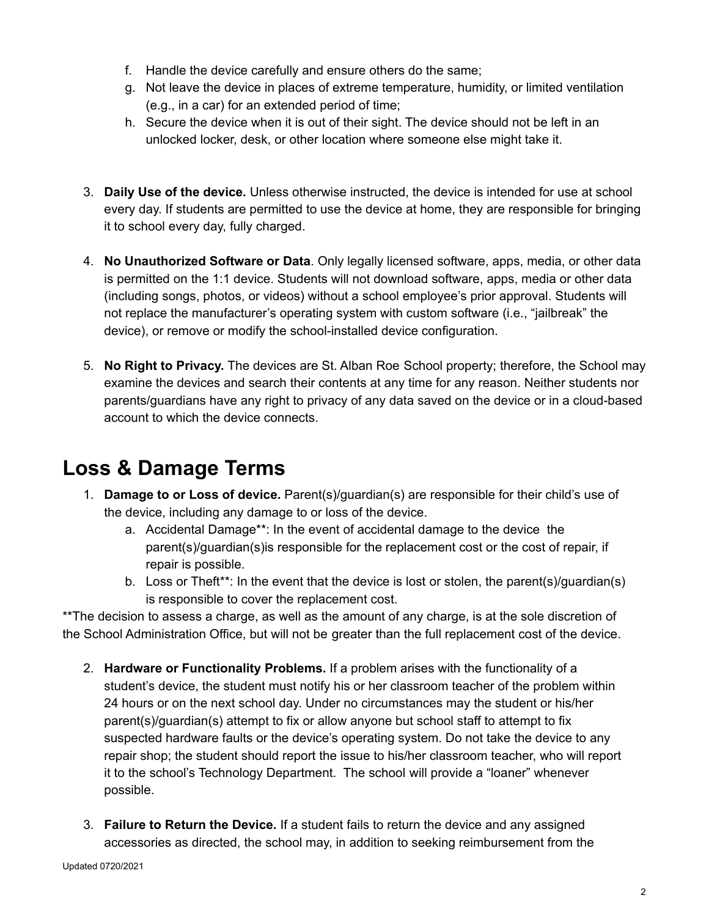f. Handle the device carefully and ensure others do the same;
   g. Not leave the device in places of extreme temperature, humidity, or limited ventilation (e.g., in a car) for an extended period of time;
   h. Secure the device when it is out of their sight. The device should not be left in an unlocked locker, desk, or other location where someone else might take it.

3. **Daily Use of the device.** Unless otherwise instructed, the device is intended for use at school every day. If students are permitted to use the device at home, they are responsible for bringing it to school every day, fully charged.

4. **No Unauthorized Software or Data**. Only legally licensed software, apps, media, or other data is permitted on the 1:1 device. Students will not download software, apps, media or other data (including songs, photos, or videos) without a school employee's prior approval. Students will not replace the manufacturer's operating system with custom software (i.e., "jailbreak" the device), or remove or modify the school-installed device configuration.

5. **No Right to Privacy.** The devices are St. Alban Roe School property; therefore, the School may examine the devices and search their contents at any time for any reason. Neither students nor parents/guardians have any right to privacy of any data saved on the device or in a cloud-based account to which the device connects.

# Loss & Damage Terms

1. **Damage to or Loss of device.** Parent(s)/guardian(s) are responsible for their child's use of the device, including any damage to or loss of the device.
   a. Accidental Damage**: In the event of accidental damage to the device the parent(s)/guardian(s)is responsible for the replacement cost or the cost of repair, if repair is possible.
   b. Loss or Theft**: In the event that the device is lost or stolen, the parent(s)/guardian(s) is responsible to cover the replacement cost.

**The decision to assess a charge, as well as the amount of any charge, is at the sole discretion of the School Administration Office, but will not be greater than the full replacement cost of the device.

2. **Hardware or Functionality Problems.** If a problem arises with the functionality of a student's device, the student must notify his or her classroom teacher of the problem within 24 hours or on the next school day. Under no circumstances may the student or his/her parent(s)/guardian(s) attempt to fix or allow anyone but school staff to attempt to fix suspected hardware faults or the device's operating system. Do not take the device to any repair shop; the student should report the issue to his/her classroom teacher, who will report it to the school's Technology Department. The school will provide a "loaner" whenever possible.

3. **Failure to Return the Device.** If a student fails to return the device and any assigned accessories as directed, the school may, in addition to seeking reimbursement from the

Updated 0720/2021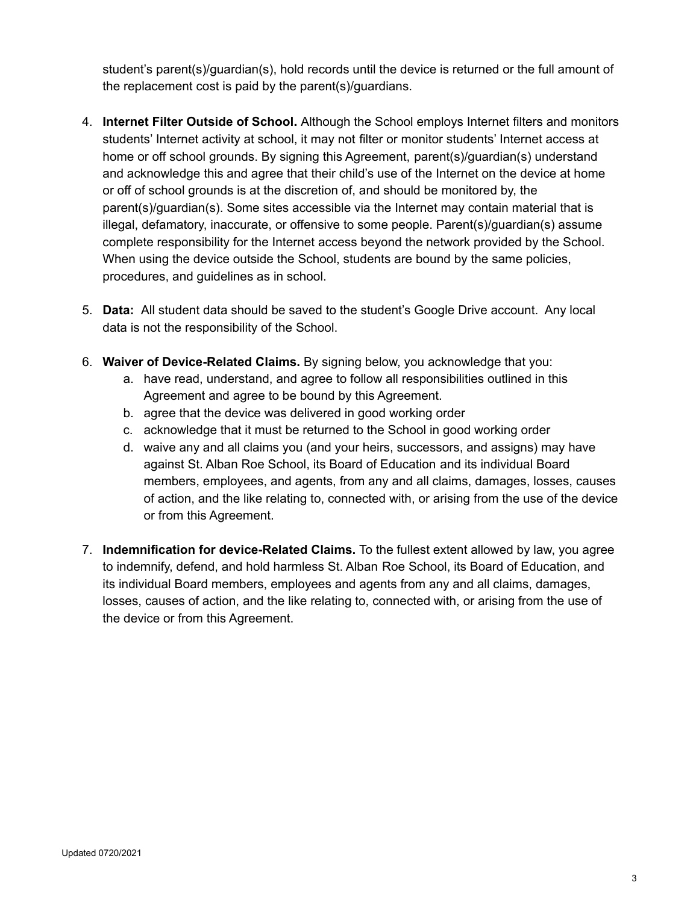student's parent(s)/guardian(s), hold records until the device is returned or the full amount of the replacement cost is paid by the parent(s)/guardians.

4. **Internet Filter Outside of School.** Although the School employs Internet filters and monitors students' Internet activity at school, it may not filter or monitor students' Internet access at home or off school grounds. By signing this Agreement, parent(s)/guardian(s) understand and acknowledge this and agree that their child's use of the Internet on the device at home or off of school grounds is at the discretion of, and should be monitored by, the parent(s)/guardian(s). Some sites accessible via the Internet may contain material that is illegal, defamatory, inaccurate, or offensive to some people. Parent(s)/guardian(s) assume complete responsibility for the Internet access beyond the network provided by the School. When using the device outside the School, students are bound by the same policies, procedures, and guidelines as in school.

5. **Data:** All student data should be saved to the student's Google Drive account. Any local data is not the responsibility of the School.

6. **Waiver of Device-Related Claims.** By signing below, you acknowledge that you:
   a. have read, understand, and agree to follow all responsibilities outlined in this Agreement and agree to be bound by this Agreement.
   b. agree that the device was delivered in good working order
   c. acknowledge that it must be returned to the School in good working order
   d. waive any and all claims you (and your heirs, successors, and assigns) may have against St. Alban Roe School, its Board of Education and its individual Board members, employees, and agents, from any and all claims, damages, losses, causes of action, and the like relating to, connected with, or arising from the use of the device or from this Agreement.

7. **Indemnification for device-Related Claims.** To the fullest extent allowed by law, you agree to indemnify, defend, and hold harmless St. Alban Roe School, its Board of Education, and its individual Board members, employees and agents from any and all claims, damages, losses, causes of action, and the like relating to, connected with, or arising from the use of the device or from this Agreement.

Updated 0720/2021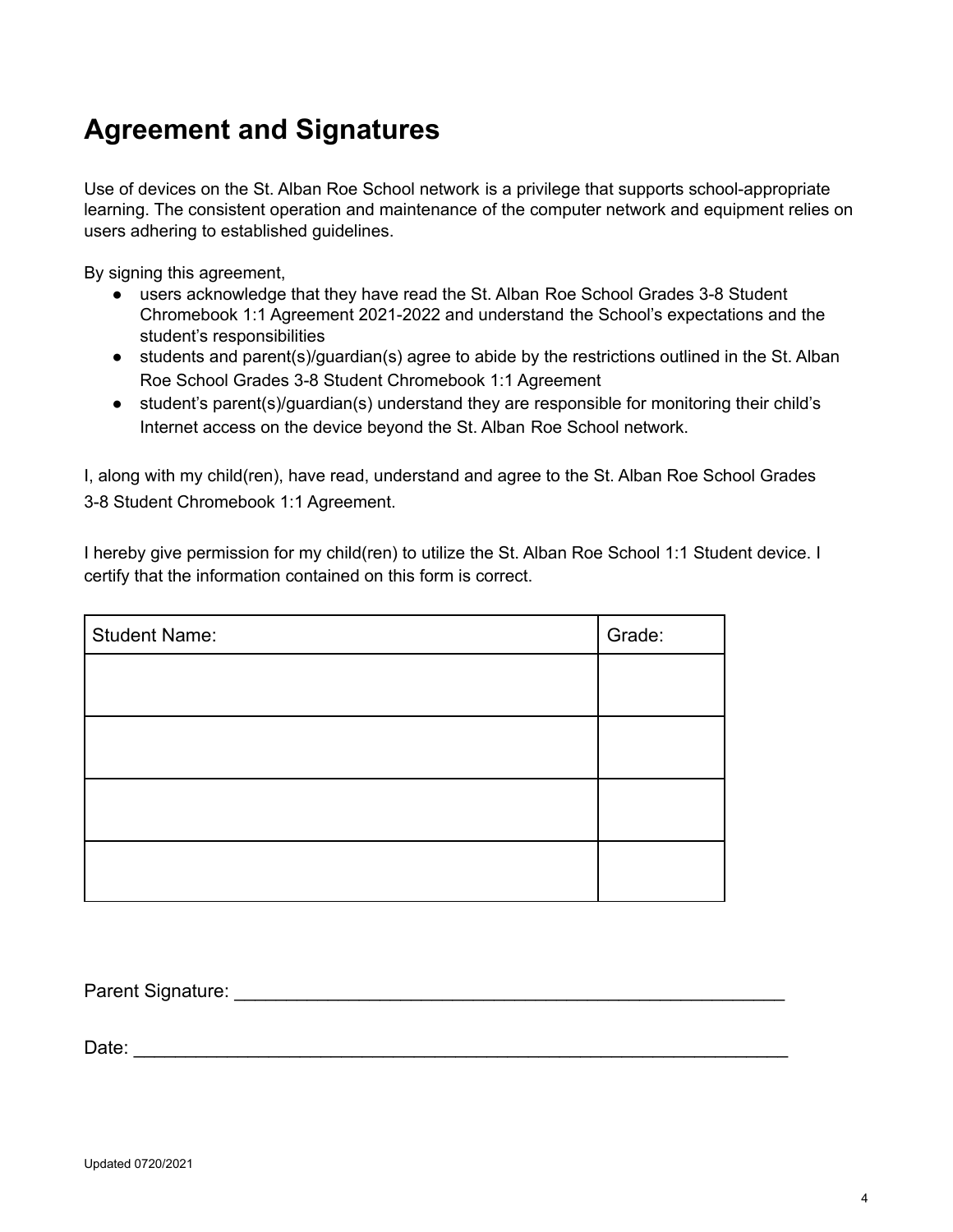# Agreement and Signatures

Use of devices on the St. Alban Roe School network is a privilege that supports school-appropriate learning. The consistent operation and maintenance of the computer network and equipment relies on users adhering to established guidelines.

By signing this agreement,

- users acknowledge that they have read the St. Alban Roe School Grades 3-8 Student Chromebook 1:1 Agreement 2021-2022 and understand the School's expectations and the student's responsibilities
- students and parent(s)/guardian(s) agree to abide by the restrictions outlined in the St. Alban Roe School Grades 3-8 Student Chromebook 1:1 Agreement
- student's parent(s)/guardian(s) understand they are responsible for monitoring their child's Internet access on the device beyond the St. Alban Roe School network.

I, along with my child(ren), have read, understand and agree to the St. Alban Roe School Grades 3-8 Student Chromebook 1:1 Agreement.

I hereby give permission for my child(ren) to utilize the St. Alban Roe School 1:1 Student device. I certify that the information contained on this form is correct.

| Student Name: | Grade: |
|---|---|
| | |
| | |
| | |
| | |

Parent Signature: ______________________________________________________

Date: _________________________________________________________________

Updated 0720/2021